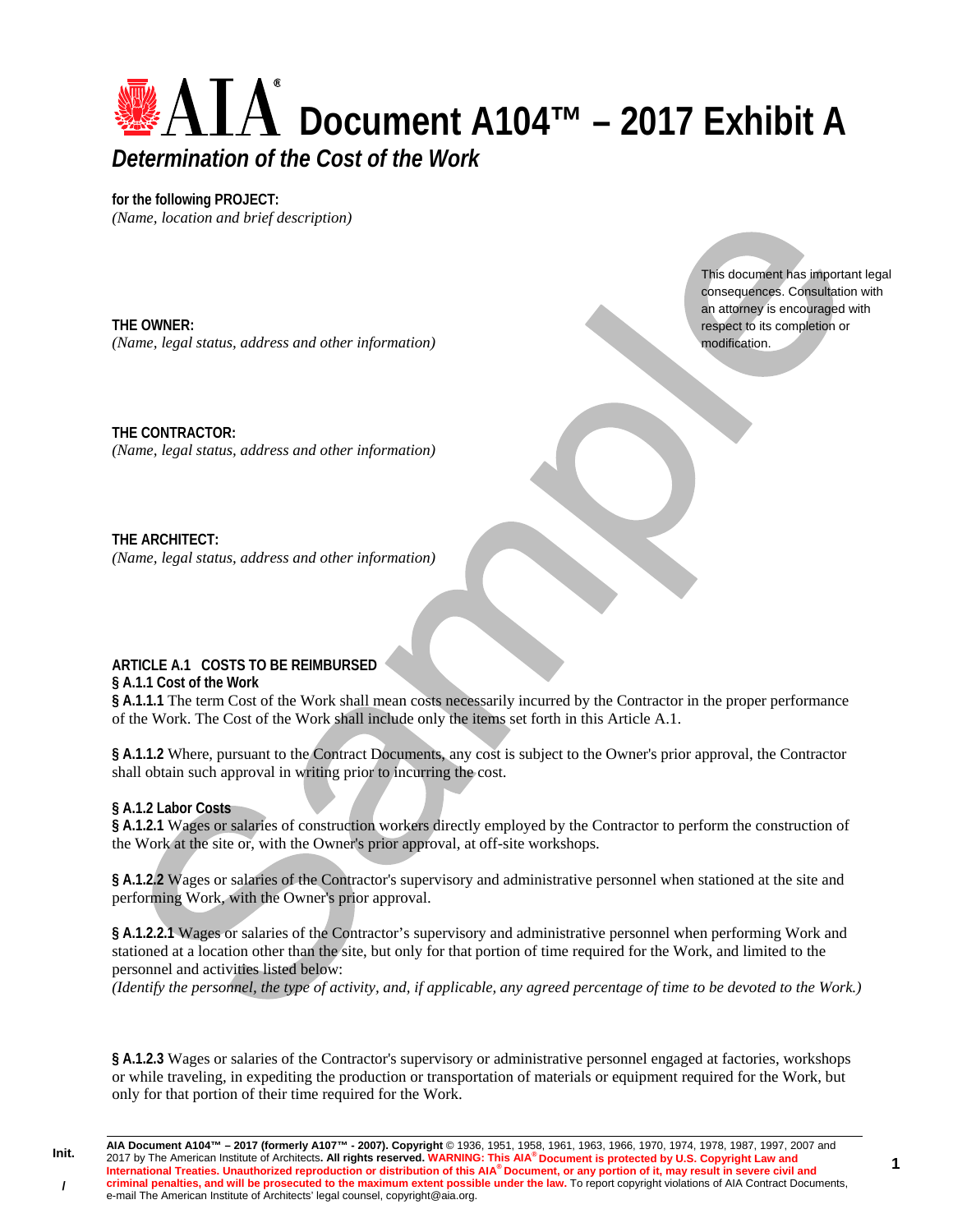# AIA® Document A104™ – 2017 Exhibit A

## *Determination of the Cost of the Work*

**for the following PROJECT:**
*(Name, location and brief description)*

**THE OWNER:**
*(Name, legal status, address and other information)*

**THE CONTRACTOR:**
*(Name, legal status, address and other information)*

**THE ARCHITECT:**
*(Name, legal status, address and other information)*

This document has important legal consequences. Consultation with an attorney is encouraged with respect to its completion or modification.

### ARTICLE A.1 COSTS TO BE REIMBURSED

**§ A.1.1 Cost of the Work**

**§ A.1.1.1** The term Cost of the Work shall mean costs necessarily incurred by the Contractor in the proper performance of the Work. The Cost of the Work shall include only the items set forth in this Article A.1.

**§ A.1.1.2** Where, pursuant to the Contract Documents, any cost is subject to the Owner's prior approval, the Contractor shall obtain such approval in writing prior to incurring the cost.

**§ A.1.2 Labor Costs**

**§ A.1.2.1** Wages or salaries of construction workers directly employed by the Contractor to perform the construction of the Work at the site or, with the Owner's prior approval, at off-site workshops.

**§ A.1.2.2** Wages or salaries of the Contractor's supervisory and administrative personnel when stationed at the site and performing Work, with the Owner's prior approval.

**§ A.1.2.2.1** Wages or salaries of the Contractor's supervisory and administrative personnel when performing Work and stationed at a location other than the site, but only for that portion of time required for the Work, and limited to the personnel and activities listed below:
*(Identify the personnel, the type of activity, and, if applicable, any agreed percentage of time to be devoted to the Work.)*

**§ A.1.2.3** Wages or salaries of the Contractor's supervisory or administrative personnel engaged at factories, workshops or while traveling, in expediting the production or transportation of materials or equipment required for the Work, but only for that portion of their time required for the Work.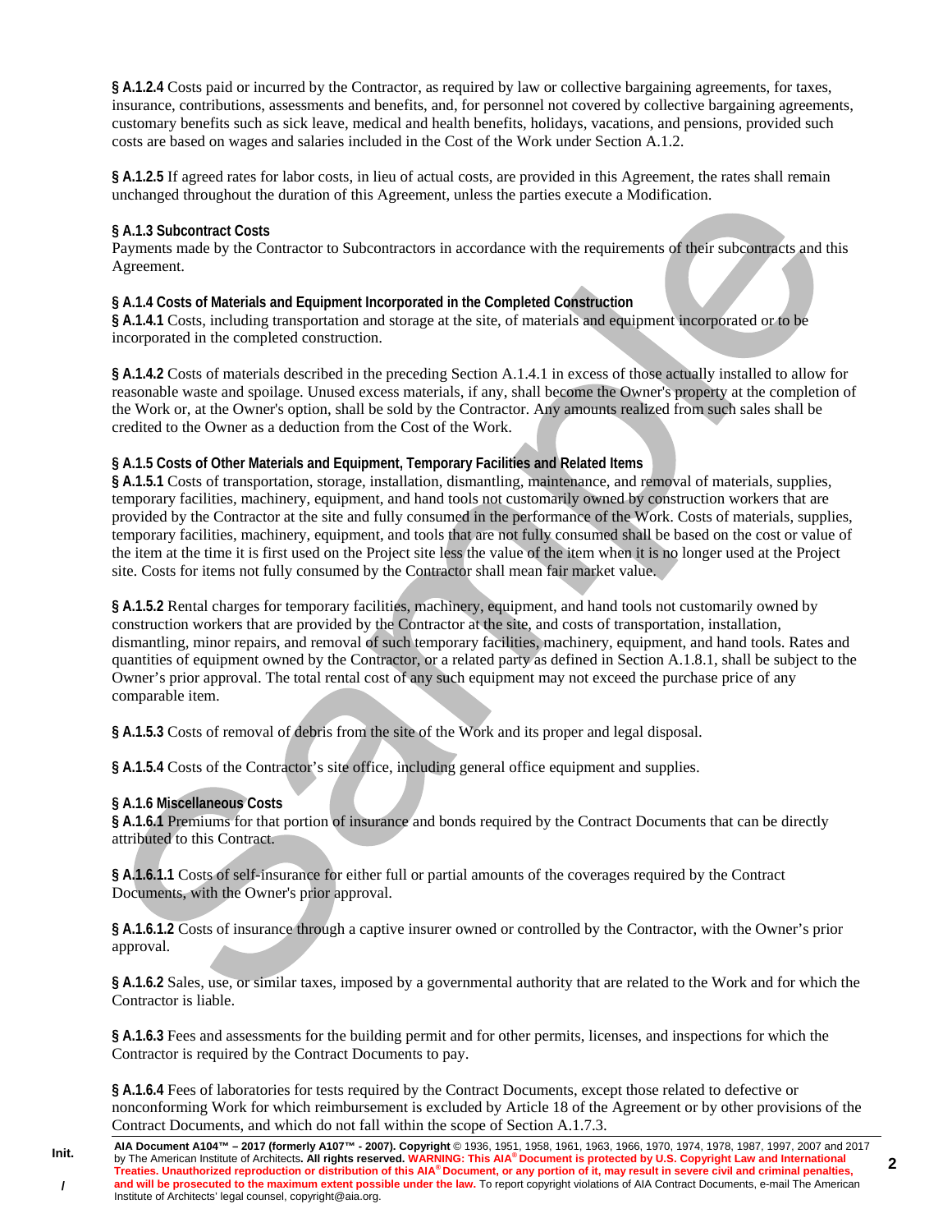**§ A.1.2.4** Costs paid or incurred by the Contractor, as required by law or collective bargaining agreements, for taxes, insurance, contributions, assessments and benefits, and, for personnel not covered by collective bargaining agreements, customary benefits such as sick leave, medical and health benefits, holidays, vacations, and pensions, provided such costs are based on wages and salaries included in the Cost of the Work under Section A.1.2.

**§ A.1.2.5** If agreed rates for labor costs, in lieu of actual costs, are provided in this Agreement, the rates shall remain unchanged throughout the duration of this Agreement, unless the parties execute a Modification.

**§ A.1.3 Subcontract Costs**
Payments made by the Contractor to Subcontractors in accordance with the requirements of their subcontracts and this Agreement.

**§ A.1.4 Costs of Materials and Equipment Incorporated in the Completed Construction**
**§ A.1.4.1** Costs, including transportation and storage at the site, of materials and equipment incorporated or to be incorporated in the completed construction.

**§ A.1.4.2** Costs of materials described in the preceding Section A.1.4.1 in excess of those actually installed to allow for reasonable waste and spoilage. Unused excess materials, if any, shall become the Owner's property at the completion of the Work or, at the Owner's option, shall be sold by the Contractor. Any amounts realized from such sales shall be credited to the Owner as a deduction from the Cost of the Work.

**§ A.1.5 Costs of Other Materials and Equipment, Temporary Facilities and Related Items**
**§ A.1.5.1** Costs of transportation, storage, installation, dismantling, maintenance, and removal of materials, supplies, temporary facilities, machinery, equipment, and hand tools not customarily owned by construction workers that are provided by the Contractor at the site and fully consumed in the performance of the Work. Costs of materials, supplies, temporary facilities, machinery, equipment, and tools that are not fully consumed shall be based on the cost or value of the item at the time it is first used on the Project site less the value of the item when it is no longer used at the Project site. Costs for items not fully consumed by the Contractor shall mean fair market value.

**§ A.1.5.2** Rental charges for temporary facilities, machinery, equipment, and hand tools not customarily owned by construction workers that are provided by the Contractor at the site, and costs of transportation, installation, dismantling, minor repairs, and removal of such temporary facilities, machinery, equipment, and hand tools. Rates and quantities of equipment owned by the Contractor, or a related party as defined in Section A.1.8.1, shall be subject to the Owner's prior approval. The total rental cost of any such equipment may not exceed the purchase price of any comparable item.

**§ A.1.5.3** Costs of removal of debris from the site of the Work and its proper and legal disposal.

**§ A.1.5.4** Costs of the Contractor's site office, including general office equipment and supplies.

**§ A.1.6 Miscellaneous Costs**
**§ A.1.6.1** Premiums for that portion of insurance and bonds required by the Contract Documents that can be directly attributed to this Contract.

**§ A.1.6.1.1** Costs of self-insurance for either full or partial amounts of the coverages required by the Contract Documents, with the Owner's prior approval.

**§ A.1.6.1.2** Costs of insurance through a captive insurer owned or controlled by the Contractor, with the Owner's prior approval.

**§ A.1.6.2** Sales, use, or similar taxes, imposed by a governmental authority that are related to the Work and for which the Contractor is liable.

**§ A.1.6.3** Fees and assessments for the building permit and for other permits, licenses, and inspections for which the Contractor is required by the Contract Documents to pay.

**§ A.1.6.4** Fees of laboratories for tests required by the Contract Documents, except those related to defective or nonconforming Work for which reimbursement is excluded by Article 18 of the Agreement or by other provisions of the Contract Documents, and which do not fall within the scope of Section A.1.7.3.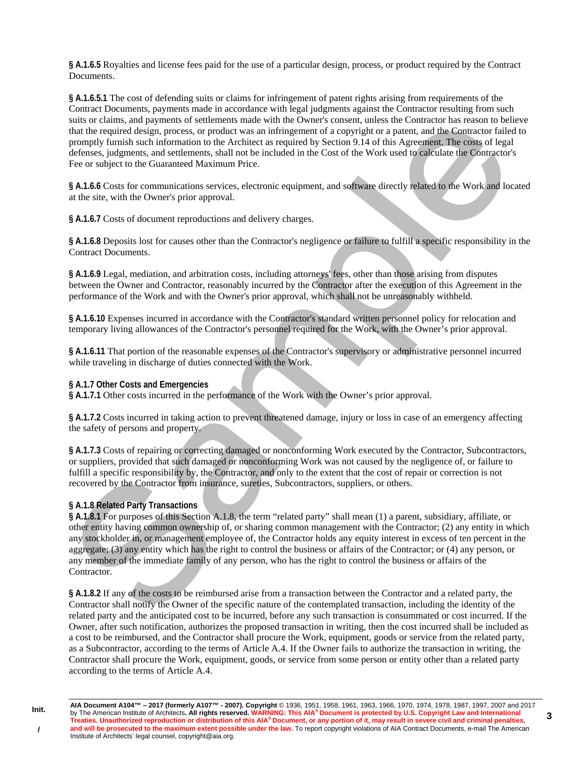**§ A.1.6.5** Royalties and license fees paid for the use of a particular design, process, or product required by the Contract Documents.

**§ A.1.6.5.1** The cost of defending suits or claims for infringement of patent rights arising from requirements of the Contract Documents, payments made in accordance with legal judgments against the Contractor resulting from such suits or claims, and payments of settlements made with the Owner's consent, unless the Contractor has reason to believe that the required design, process, or product was an infringement of a copyright or a patent, and the Contractor failed to promptly furnish such information to the Architect as required by Section 9.14 of this Agreement. The costs of legal defenses, judgments, and settlements, shall not be included in the Cost of the Work used to calculate the Contractor's Fee or subject to the Guaranteed Maximum Price.

**§ A.1.6.6** Costs for communications services, electronic equipment, and software directly related to the Work and located at the site, with the Owner's prior approval.

**§ A.1.6.7** Costs of document reproductions and delivery charges.

**§ A.1.6.8** Deposits lost for causes other than the Contractor's negligence or failure to fulfill a specific responsibility in the Contract Documents.

**§ A.1.6.9** Legal, mediation, and arbitration costs, including attorneys' fees, other than those arising from disputes between the Owner and Contractor, reasonably incurred by the Contractor after the execution of this Agreement in the performance of the Work and with the Owner's prior approval, which shall not be unreasonably withheld.

**§ A.1.6.10** Expenses incurred in accordance with the Contractor's standard written personnel policy for relocation and temporary living allowances of the Contractor's personnel required for the Work, with the Owner's prior approval.

**§ A.1.6.11** That portion of the reasonable expenses of the Contractor's supervisory or administrative personnel incurred while traveling in discharge of duties connected with the Work.

**§ A.1.7 Other Costs and Emergencies**
**§ A.1.7.1** Other costs incurred in the performance of the Work with the Owner's prior approval.

**§ A.1.7.2** Costs incurred in taking action to prevent threatened damage, injury or loss in case of an emergency affecting the safety of persons and property.

**§ A.1.7.3** Costs of repairing or correcting damaged or nonconforming Work executed by the Contractor, Subcontractors, or suppliers, provided that such damaged or nonconforming Work was not caused by the negligence of, or failure to fulfill a specific responsibility by, the Contractor, and only to the extent that the cost of repair or correction is not recovered by the Contractor from insurance, sureties, Subcontractors, suppliers, or others.

**§ A.1.8 Related Party Transactions**
**§ A.1.8.1** For purposes of this Section A.1.8, the term "related party" shall mean (1) a parent, subsidiary, affiliate, or other entity having common ownership of, or sharing common management with the Contractor; (2) any entity in which any stockholder in, or management employee of, the Contractor holds any equity interest in excess of ten percent in the aggregate; (3) any entity which has the right to control the business or affairs of the Contractor; or (4) any person, or any member of the immediate family of any person, who has the right to control the business or affairs of the Contractor.

**§ A.1.8.2** If any of the costs to be reimbursed arise from a transaction between the Contractor and a related party, the Contractor shall notify the Owner of the specific nature of the contemplated transaction, including the identity of the related party and the anticipated cost to be incurred, before any such transaction is consummated or cost incurred. If the Owner, after such notification, authorizes the proposed transaction in writing, then the cost incurred shall be included as a cost to be reimbursed, and the Contractor shall procure the Work, equipment, goods or service from the related party, as a Subcontractor, according to the terms of Article A.4. If the Owner fails to authorize the transaction in writing, the Contractor shall procure the Work, equipment, goods, or service from some person or entity other than a related party according to the terms of Article A.4.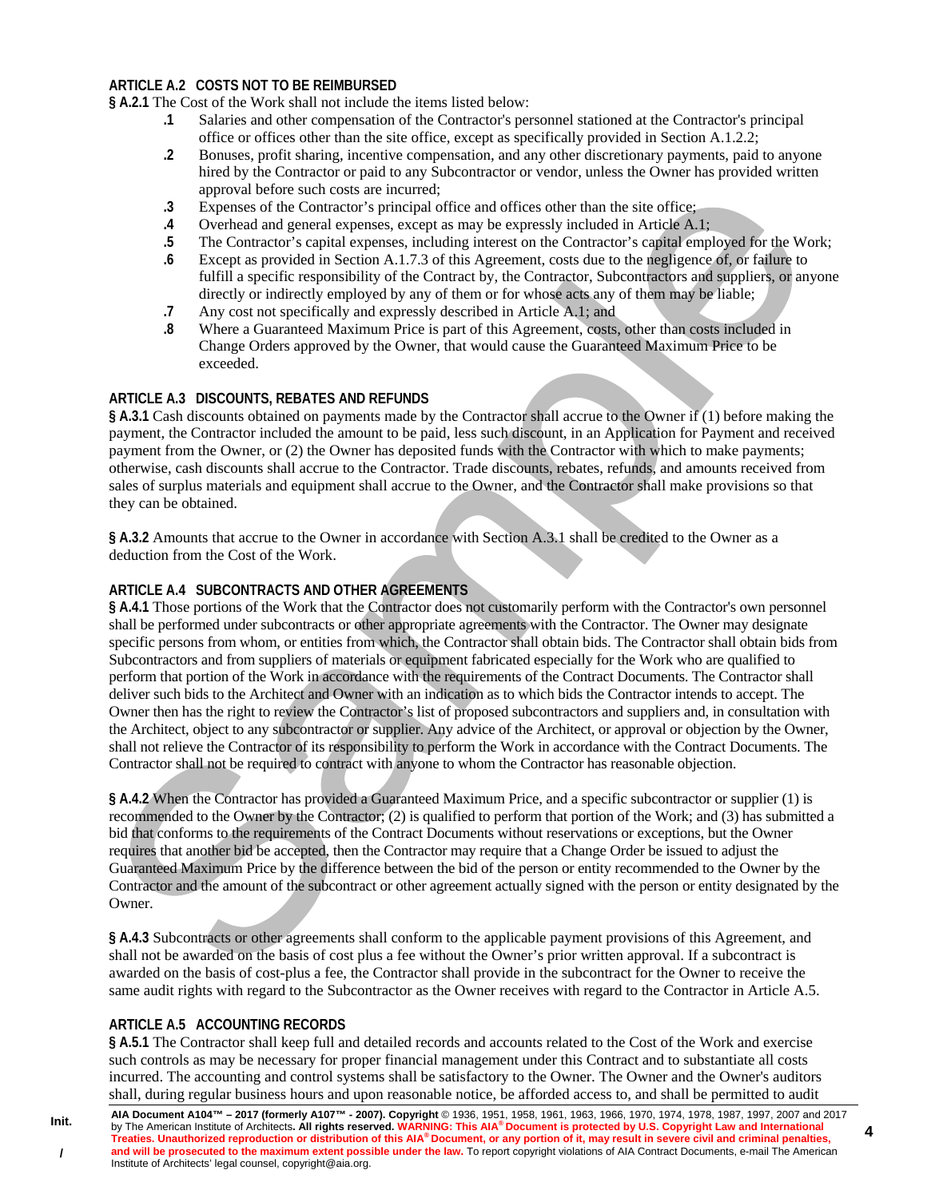## ARTICLE A.2 COSTS NOT TO BE REIMBURSED

**§ A.2.1** The Cost of the Work shall not include the items listed below:

**.1** Salaries and other compensation of the Contractor's personnel stationed at the Contractor's principal office or offices other than the site office, except as specifically provided in Section A.1.2.2;

**.2** Bonuses, profit sharing, incentive compensation, and any other discretionary payments, paid to anyone hired by the Contractor or paid to any Subcontractor or vendor, unless the Owner has provided written approval before such costs are incurred;

**.3** Expenses of the Contractor's principal office and offices other than the site office;

**.4** Overhead and general expenses, except as may be expressly included in Article A.1;

**.5** The Contractor's capital expenses, including interest on the Contractor's capital employed for the Work;

**.6** Except as provided in Section A.1.7.3 of this Agreement, costs due to the negligence of, or failure to fulfill a specific responsibility of the Contract by, the Contractor, Subcontractors and suppliers, or anyone directly or indirectly employed by any of them or for whose acts any of them may be liable;

**.7** Any cost not specifically and expressly described in Article A.1; and

**.8** Where a Guaranteed Maximum Price is part of this Agreement, costs, other than costs included in Change Orders approved by the Owner, that would cause the Guaranteed Maximum Price to be exceeded.

## ARTICLE A.3 DISCOUNTS, REBATES AND REFUNDS

**§ A.3.1** Cash discounts obtained on payments made by the Contractor shall accrue to the Owner if (1) before making the payment, the Contractor included the amount to be paid, less such discount, in an Application for Payment and received payment from the Owner, or (2) the Owner has deposited funds with the Contractor with which to make payments; otherwise, cash discounts shall accrue to the Contractor. Trade discounts, rebates, refunds, and amounts received from sales of surplus materials and equipment shall accrue to the Owner, and the Contractor shall make provisions so that they can be obtained.

**§ A.3.2** Amounts that accrue to the Owner in accordance with Section A.3.1 shall be credited to the Owner as a deduction from the Cost of the Work.

## ARTICLE A.4 SUBCONTRACTS AND OTHER AGREEMENTS

**§ A.4.1** Those portions of the Work that the Contractor does not customarily perform with the Contractor's own personnel shall be performed under subcontracts or other appropriate agreements with the Contractor. The Owner may designate specific persons from whom, or entities from which, the Contractor shall obtain bids. The Contractor shall obtain bids from Subcontractors and from suppliers of materials or equipment fabricated especially for the Work who are qualified to perform that portion of the Work in accordance with the requirements of the Contract Documents. The Contractor shall deliver such bids to the Architect and Owner with an indication as to which bids the Contractor intends to accept. The Owner then has the right to review the Contractor's list of proposed subcontractors and suppliers and, in consultation with the Architect, object to any subcontractor or supplier. Any advice of the Architect, or approval or objection by the Owner, shall not relieve the Contractor of its responsibility to perform the Work in accordance with the Contract Documents. The Contractor shall not be required to contract with anyone to whom the Contractor has reasonable objection.

**§ A.4.2** When the Contractor has provided a Guaranteed Maximum Price, and a specific subcontractor or supplier (1) is recommended to the Owner by the Contractor; (2) is qualified to perform that portion of the Work; and (3) has submitted a bid that conforms to the requirements of the Contract Documents without reservations or exceptions, but the Owner requires that another bid be accepted, then the Contractor may require that a Change Order be issued to adjust the Guaranteed Maximum Price by the difference between the bid of the person or entity recommended to the Owner by the Contractor and the amount of the subcontract or other agreement actually signed with the person or entity designated by the Owner.

**§ A.4.3** Subcontracts or other agreements shall conform to the applicable payment provisions of this Agreement, and shall not be awarded on the basis of cost plus a fee without the Owner's prior written approval. If a subcontract is awarded on the basis of cost-plus a fee, the Contractor shall provide in the subcontract for the Owner to receive the same audit rights with regard to the Subcontractor as the Owner receives with regard to the Contractor in Article A.5.

## ARTICLE A.5 ACCOUNTING RECORDS

**§ A.5.1** The Contractor shall keep full and detailed records and accounts related to the Cost of the Work and exercise such controls as may be necessary for proper financial management under this Contract and to substantiate all costs incurred. The accounting and control systems shall be satisfactory to the Owner. The Owner and the Owner's auditors shall, during regular business hours and upon reasonable notice, be afforded access to, and shall be permitted to audit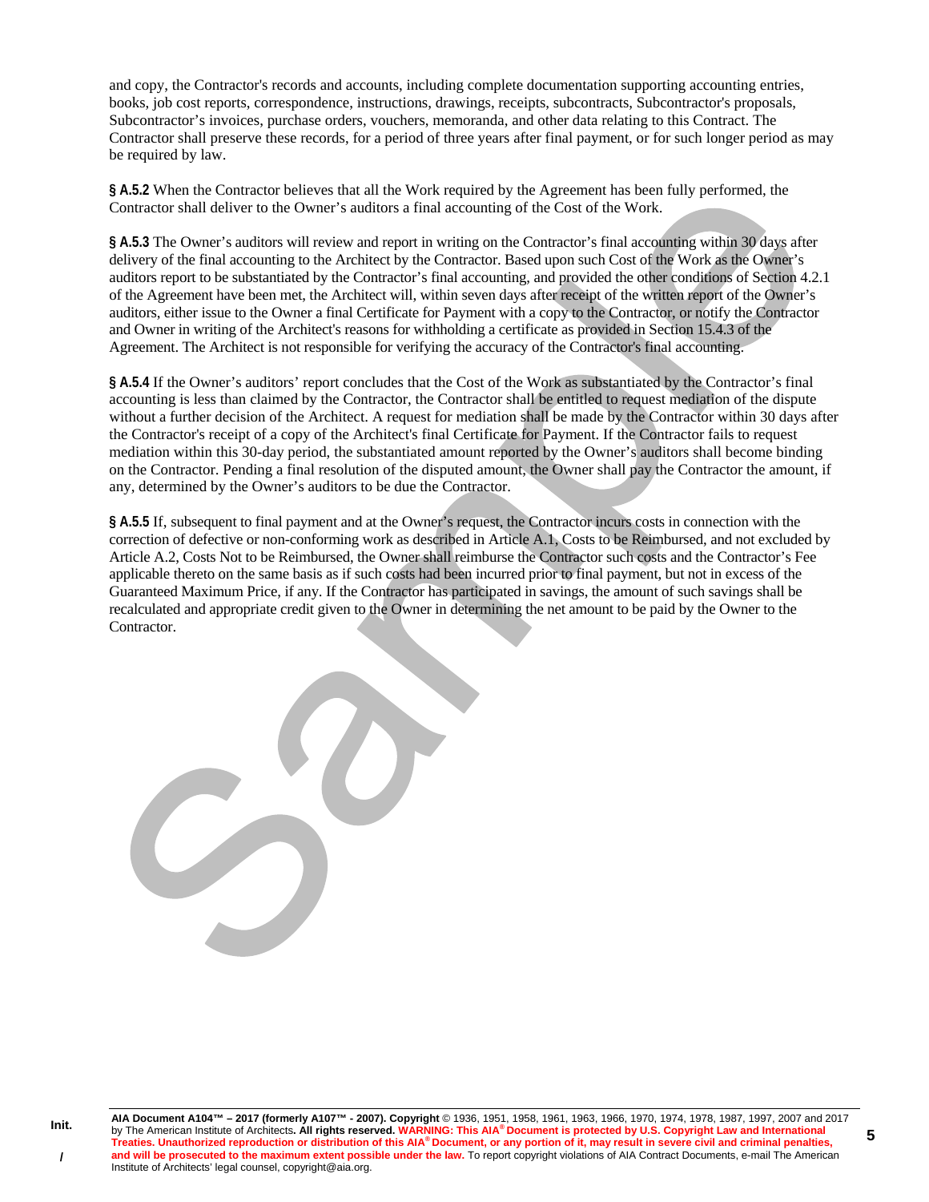and copy, the Contractor's records and accounts, including complete documentation supporting accounting entries, books, job cost reports, correspondence, instructions, drawings, receipts, subcontracts, Subcontractor's proposals, Subcontractor's invoices, purchase orders, vouchers, memoranda, and other data relating to this Contract. The Contractor shall preserve these records, for a period of three years after final payment, or for such longer period as may be required by law.

**§ A.5.2** When the Contractor believes that all the Work required by the Agreement has been fully performed, the Contractor shall deliver to the Owner's auditors a final accounting of the Cost of the Work.

**§ A.5.3** The Owner's auditors will review and report in writing on the Contractor's final accounting within 30 days after delivery of the final accounting to the Architect by the Contractor. Based upon such Cost of the Work as the Owner's auditors report to be substantiated by the Contractor's final accounting, and provided the other conditions of Section 4.2.1 of the Agreement have been met, the Architect will, within seven days after receipt of the written report of the Owner's auditors, either issue to the Owner a final Certificate for Payment with a copy to the Contractor, or notify the Contractor and Owner in writing of the Architect's reasons for withholding a certificate as provided in Section 15.4.3 of the Agreement. The Architect is not responsible for verifying the accuracy of the Contractor's final accounting.

**§ A.5.4** If the Owner's auditors' report concludes that the Cost of the Work as substantiated by the Contractor's final accounting is less than claimed by the Contractor, the Contractor shall be entitled to request mediation of the dispute without a further decision of the Architect. A request for mediation shall be made by the Contractor within 30 days after the Contractor's receipt of a copy of the Architect's final Certificate for Payment. If the Contractor fails to request mediation within this 30-day period, the substantiated amount reported by the Owner's auditors shall become binding on the Contractor. Pending a final resolution of the disputed amount, the Owner shall pay the Contractor the amount, if any, determined by the Owner's auditors to be due the Contractor.

**§ A.5.5** If, subsequent to final payment and at the Owner's request, the Contractor incurs costs in connection with the correction of defective or non-conforming work as described in Article A.1, Costs to be Reimbursed, and not excluded by Article A.2, Costs Not to be Reimbursed, the Owner shall reimburse the Contractor such costs and the Contractor's Fee applicable thereto on the same basis as if such costs had been incurred prior to final payment, but not in excess of the Guaranteed Maximum Price, if any. If the Contractor has participated in savings, the amount of such savings shall be recalculated and appropriate credit given to the Owner in determining the net amount to be paid by the Owner to the Contractor.